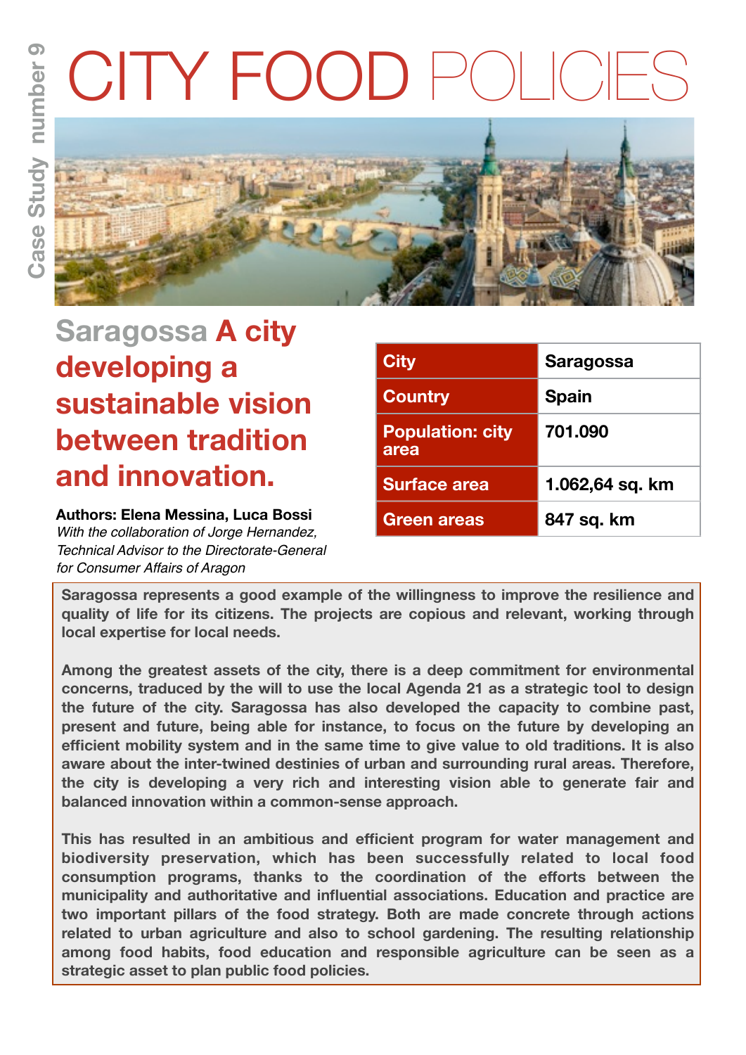Case Study number 9

# CITY FOOD POLICIES

## Saragossa A city developing a sustainable vision between tradition and innovation.

**Authors: Elena Messina, Luca Bossi**
*With the collaboration of Jorge Hernandez, Technical Advisor to the Directorate-General for Consumer Affairs of Aragon*

| City | Saragossa |
|---|---|
| Country | Spain |
| Population: city area | 701.090 |
| Surface area | 1.062,64 sq. km |
| Green areas | 847 sq. km |

**Saragossa represents a good example of the willingness to improve the resilience and quality of life for its citizens. The projects are copious and relevant, working through local expertise for local needs.**

**Among the greatest assets of the city, there is a deep commitment for environmental concerns, traduced by the will to use the local Agenda 21 as a strategic tool to design the future of the city. Saragossa has also developed the capacity to combine past, present and future, being able for instance, to focus on the future by developing an efficient mobility system and in the same time to give value to old traditions. It is also aware about the inter-twined destinies of urban and surrounding rural areas. Therefore, the city is developing a very rich and interesting vision able to generate fair and balanced innovation within a common-sense approach.**

**This has resulted in an ambitious and efficient program for water management and biodiversity preservation, which has been successfully related to local food consumption programs, thanks to the coordination of the efforts between the municipality and authoritative and influential associations. Education and practice are two important pillars of the food strategy. Both are made concrete through actions related to urban agriculture and also to school gardening. The resulting relationship among food habits, food education and responsible agriculture can be seen as a strategic asset to plan public food policies.**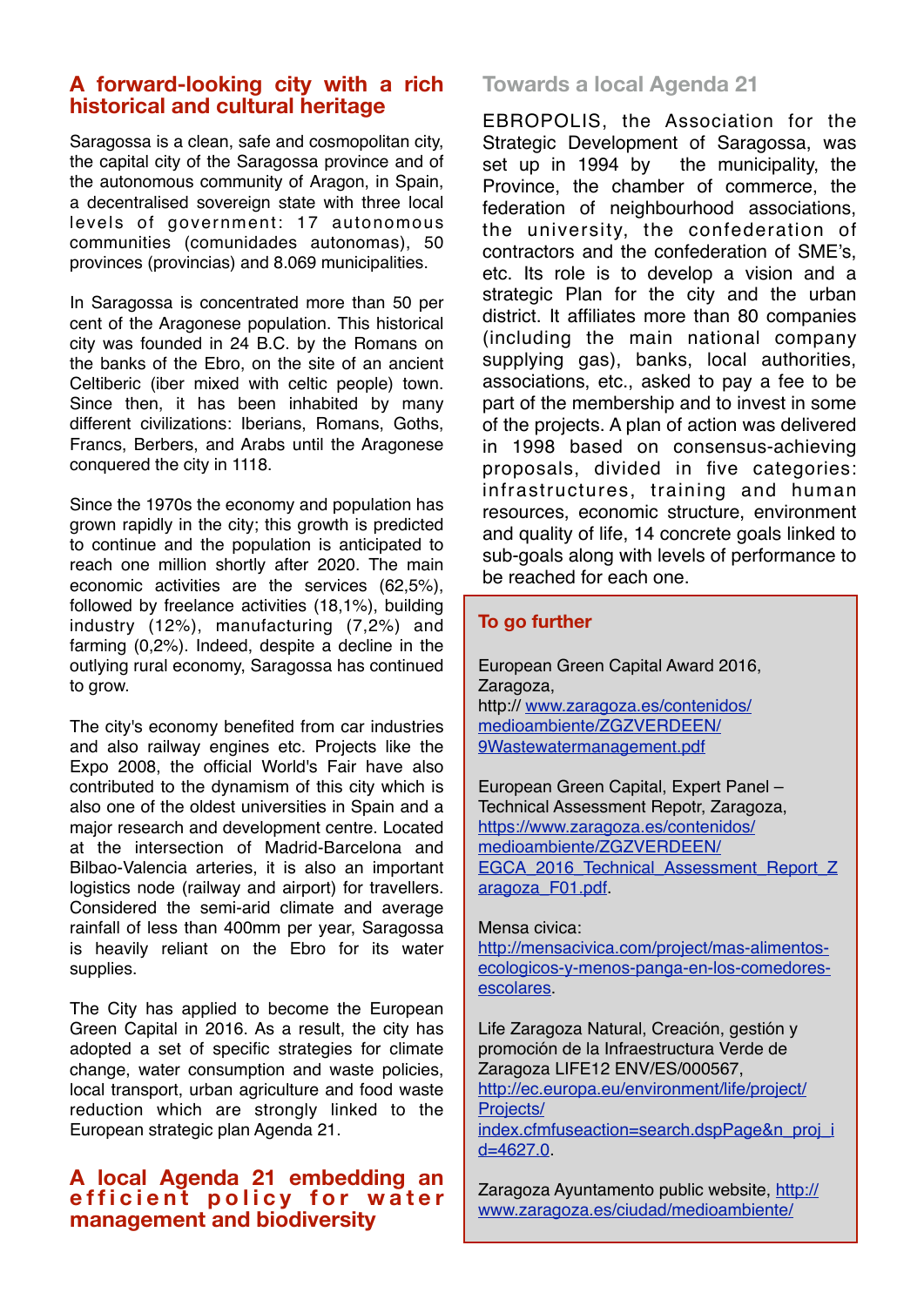## A forward-looking city with a rich historical and cultural heritage

Saragossa is a clean, safe and cosmopolitan city, the capital city of the Saragossa province and of the autonomous community of Aragon, in Spain, a decentralised sovereign state with three local levels of government: 17 autonomous communities (comunidades autonomas), 50 provinces (provincias) and 8.069 municipalities.

In Saragossa is concentrated more than 50 per cent of the Aragonese population. This historical city was founded in 24 B.C. by the Romans on the banks of the Ebro, on the site of an ancient Celtiberic (iber mixed with celtic people) town. Since then, it has been inhabited by many different civilizations: Iberians, Romans, Goths, Francs, Berbers, and Arabs until the Aragonese conquered the city in 1118.

Since the 1970s the economy and population has grown rapidly in the city; this growth is predicted to continue and the population is anticipated to reach one million shortly after 2020. The main economic activities are the services (62,5%), followed by freelance activities (18,1%), building industry (12%), manufacturing (7,2%) and farming (0,2%). Indeed, despite a decline in the outlying rural economy, Saragossa has continued to grow.

The city's economy benefited from car industries and also railway engines etc. Projects like the Expo 2008, the official World's Fair have also contributed to the dynamism of this city which is also one of the oldest universities in Spain and a major research and development centre. Located at the intersection of Madrid-Barcelona and Bilbao-Valencia arteries, it is also an important logistics node (railway and airport) for travellers. Considered the semi-arid climate and average rainfall of less than 400mm per year, Saragossa is heavily reliant on the Ebro for its water supplies.

The City has applied to become the European Green Capital in 2016. As a result, the city has adopted a set of specific strategies for climate change, water consumption and waste policies, local transport, urban agriculture and food waste reduction which are strongly linked to the European strategic plan Agenda 21.

## A local Agenda 21 embedding an efficient policy for water management and biodiversity

### Towards a local Agenda 21

EBROPOLIS, the Association for the Strategic Development of Saragossa, was set up in 1994 by the municipality, the Province, the chamber of commerce, the federation of neighbourhood associations, the university, the confederation of contractors and the confederation of SME's, etc. Its role is to develop a vision and a strategic Plan for the city and the urban district. It affiliates more than 80 companies (including the main national company supplying gas), banks, local authorities, associations, etc., asked to pay a fee to be part of the membership and to invest in some of the projects. A plan of action was delivered in 1998 based on consensus-achieving proposals, divided in five categories: infrastructures, training and human resources, economic structure, environment and quality of life, 14 concrete goals linked to sub-goals along with levels of performance to be reached for each one.

### To go further

European Green Capital Award 2016, Zaragoza,
http:// www.zaragoza.es/contenidos/medioambiente/ZGZVERDEEN/9Wastewatermanagement.pdf

European Green Capital, Expert Panel – Technical Assessment Repotr, Zaragoza,
https://www.zaragoza.es/contenidos/medioambiente/ZGZVERDEEN/EGCA_2016_Technical_Assessment_Report_Zaragoza_F01.pdf.

Mensa civica:
http://mensacivica.com/project/mas-alimentos-ecologicos-y-menos-panga-en-los-comedores-escolares.

Life Zaragoza Natural, Creación, gestión y promoción de la Infraestructura Verde de Zaragoza LIFE12 ENV/ES/000567,
http://ec.europa.eu/environment/life/project/Projects/index.cfmfuseaction=search.dspPage&n_proj_id=4627.0.

Zaragoza Ayuntamento public website, http://www.zaragoza.es/ciudad/medioambiente/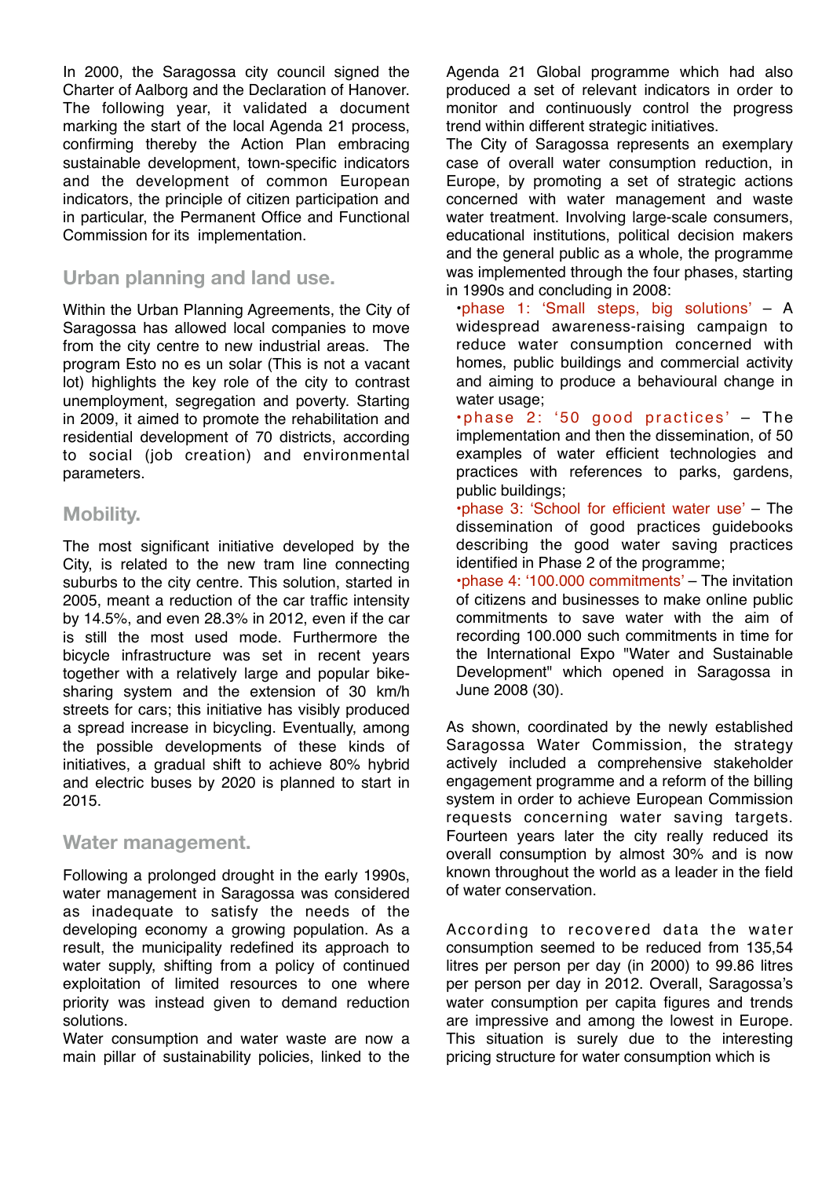In 2000, the Saragossa city council signed the Charter of Aalborg and the Declaration of Hanover. The following year, it validated a document marking the start of the local Agenda 21 process, confirming thereby the Action Plan embracing sustainable development, town-specific indicators and the development of common European indicators, the principle of citizen participation and in particular, the Permanent Office and Functional Commission for its implementation.

## Urban planning and land use.

Within the Urban Planning Agreements, the City of Saragossa has allowed local companies to move from the city centre to new industrial areas. The program Esto no es un solar (This is not a vacant lot) highlights the key role of the city to contrast unemployment, segregation and poverty. Starting in 2009, it aimed to promote the rehabilitation and residential development of 70 districts, according to social (job creation) and environmental parameters.

## Mobility.

The most significant initiative developed by the City, is related to the new tram line connecting suburbs to the city centre. This solution, started in 2005, meant a reduction of the car traffic intensity by 14.5%, and even 28.3% in 2012, even if the car is still the most used mode. Furthermore the bicycle infrastructure was set in recent years together with a relatively large and popular bike-sharing system and the extension of 30 km/h streets for cars; this initiative has visibly produced a spread increase in bicycling. Eventually, among the possible developments of these kinds of initiatives, a gradual shift to achieve 80% hybrid and electric buses by 2020 is planned to start in 2015.

## Water management.

Following a prolonged drought in the early 1990s, water management in Saragossa was considered as inadequate to satisfy the needs of the developing economy a growing population. As a result, the municipality redefined its approach to water supply, shifting from a policy of continued exploitation of limited resources to one where priority was instead given to demand reduction solutions.

Water consumption and water waste are now a main pillar of sustainability policies, linked to the Agenda 21 Global programme which had also produced a set of relevant indicators in order to monitor and continuously control the progress trend within different strategic initiatives.

The City of Saragossa represents an exemplary case of overall water consumption reduction, in Europe, by promoting a set of strategic actions concerned with water management and waste water treatment. Involving large-scale consumers, educational institutions, political decision makers and the general public as a whole, the programme was implemented through the four phases, starting in 1990s and concluding in 2008:

- phase 1: 'Small steps, big solutions' – A widespread awareness-raising campaign to reduce water consumption concerned with homes, public buildings and commercial activity and aiming to produce a behavioural change in water usage;
- phase 2: '50 good practices' – The implementation and then the dissemination, of 50 examples of water efficient technologies and practices with references to parks, gardens, public buildings;
- phase 3: 'School for efficient water use' – The dissemination of good practices guidebooks describing the good water saving practices identified in Phase 2 of the programme;
- phase 4: '100.000 commitments' – The invitation of citizens and businesses to make online public commitments to save water with the aim of recording 100.000 such commitments in time for the International Expo "Water and Sustainable Development" which opened in Saragossa in June 2008 (30).

As shown, coordinated by the newly established Saragossa Water Commission, the strategy actively included a comprehensive stakeholder engagement programme and a reform of the billing system in order to achieve European Commission requests concerning water saving targets. Fourteen years later the city really reduced its overall consumption by almost 30% and is now known throughout the world as a leader in the field of water conservation.

According to recovered data the water consumption seemed to be reduced from 135,54 litres per person per day (in 2000) to 99.86 litres per person per day in 2012. Overall, Saragossa's water consumption per capita figures and trends are impressive and among the lowest in Europe. This situation is surely due to the interesting pricing structure for water consumption which is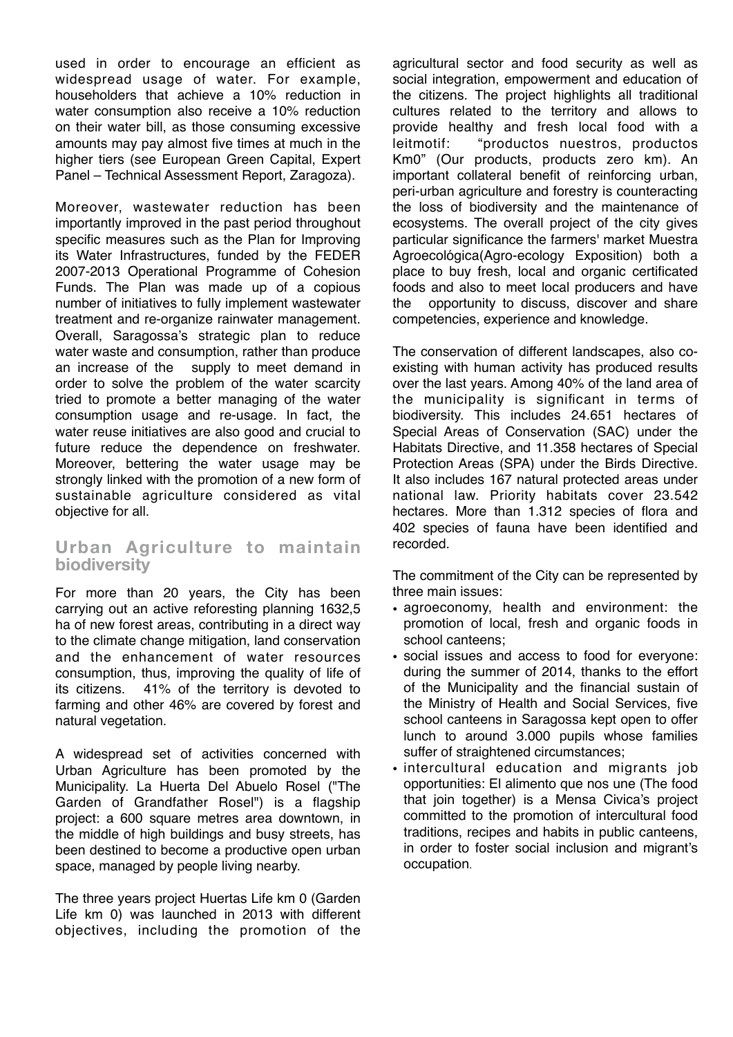used in order to encourage an efficient as widespread usage of water. For example, householders that achieve a 10% reduction in water consumption also receive a 10% reduction on their water bill, as those consuming excessive amounts may pay almost five times at much in the higher tiers (see European Green Capital, Expert Panel – Technical Assessment Report, Zaragoza).

Moreover, wastewater reduction has been importantly improved in the past period throughout specific measures such as the Plan for Improving its Water Infrastructures, funded by the FEDER 2007-2013 Operational Programme of Cohesion Funds. The Plan was made up of a copious number of initiatives to fully implement wastewater treatment and re-organize rainwater management. Overall, Saragossa's strategic plan to reduce water waste and consumption, rather than produce an increase of the supply to meet demand in order to solve the problem of the water scarcity tried to promote a better managing of the water consumption usage and re-usage. In fact, the water reuse initiatives are also good and crucial to future reduce the dependence on freshwater. Moreover, bettering the water usage may be strongly linked with the promotion of a new form of sustainable agriculture considered as vital objective for all.

## Urban Agriculture to maintain biodiversity

For more than 20 years, the City has been carrying out an active reforesting planning 1632,5 ha of new forest areas, contributing in a direct way to the climate change mitigation, land conservation and the enhancement of water resources consumption, thus, improving the quality of life of its citizens. 41% of the territory is devoted to farming and other 46% are covered by forest and natural vegetation.

A widespread set of activities concerned with Urban Agriculture has been promoted by the Municipality. La Huerta Del Abuelo Rosel ("The Garden of Grandfather Rosel") is a flagship project: a 600 square metres area downtown, in the middle of high buildings and busy streets, has been destined to become a productive open urban space, managed by people living nearby.

The three years project Huertas Life km 0 (Garden Life km 0) was launched in 2013 with different objectives, including the promotion of the agricultural sector and food security as well as social integration, empowerment and education of the citizens. The project highlights all traditional cultures related to the territory and allows to provide healthy and fresh local food with a leitmotif: "productos nuestros, productos Km0" (Our products, products zero km). An important collateral benefit of reinforcing urban, peri-urban agriculture and forestry is counteracting the loss of biodiversity and the maintenance of ecosystems. The overall project of the city gives particular significance the farmers' market Muestra Agroecológica(Agro-ecology Exposition) both a place to buy fresh, local and organic certificated foods and also to meet local producers and have the opportunity to discuss, discover and share competencies, experience and knowledge.

The conservation of different landscapes, also co-existing with human activity has produced results over the last years. Among 40% of the land area of the municipality is significant in terms of biodiversity. This includes 24.651 hectares of Special Areas of Conservation (SAC) under the Habitats Directive, and 11.358 hectares of Special Protection Areas (SPA) under the Birds Directive. It also includes 167 natural protected areas under national law. Priority habitats cover 23.542 hectares. More than 1.312 species of flora and 402 species of fauna have been identified and recorded.

The commitment of the City can be represented by three main issues:

- agroeconomy, health and environment: the promotion of local, fresh and organic foods in school canteens;
- social issues and access to food for everyone: during the summer of 2014, thanks to the effort of the Municipality and the financial sustain of the Ministry of Health and Social Services, five school canteens in Saragossa kept open to offer lunch to around 3.000 pupils whose families suffer of straightened circumstances;
- intercultural education and migrants job opportunities: El alimento que nos une (The food that join together) is a Mensa Civica's project committed to the promotion of intercultural food traditions, recipes and habits in public canteens, in order to foster social inclusion and migrant's occupation.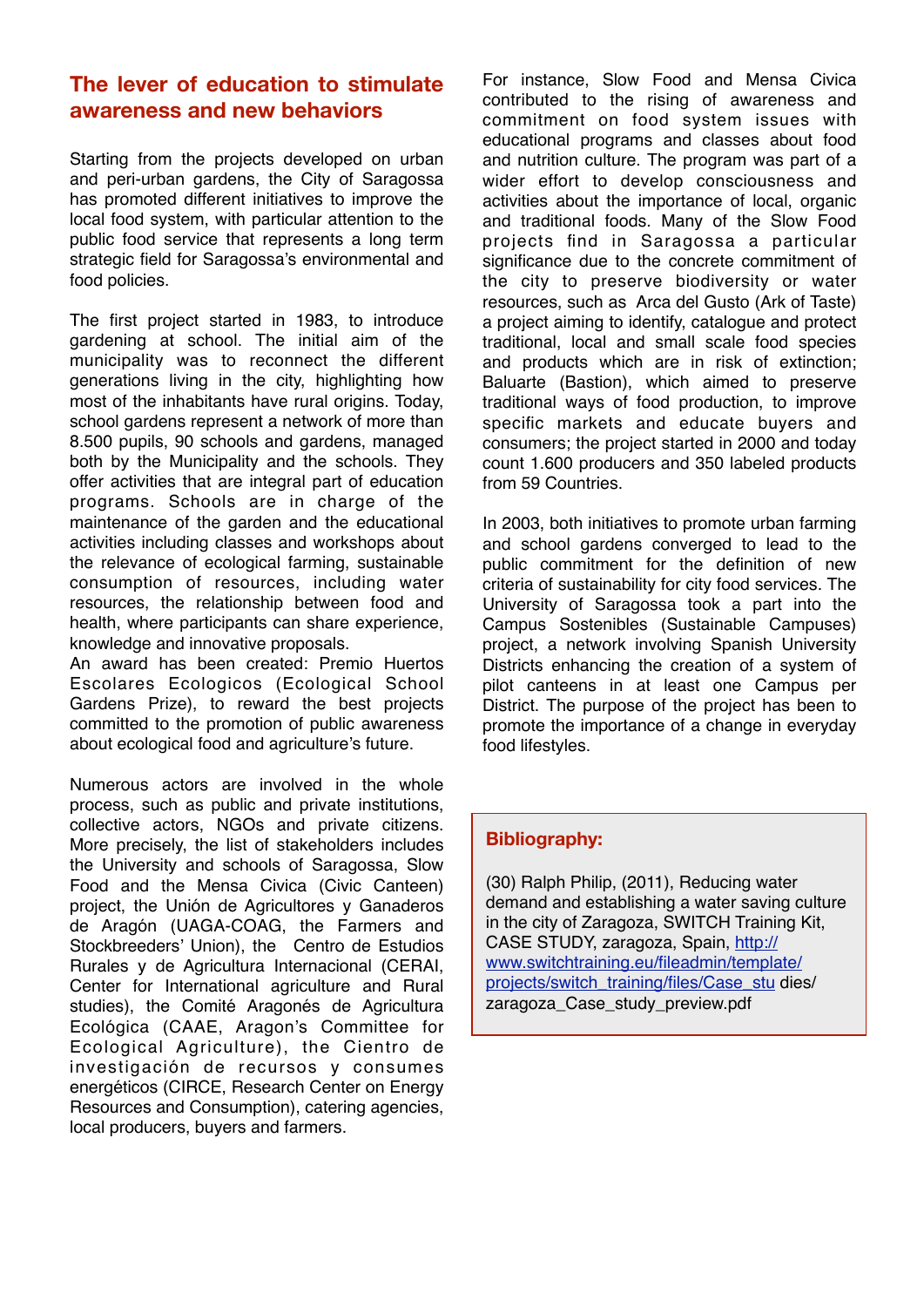## The lever of education to stimulate awareness and new behaviors

Starting from the projects developed on urban and peri-urban gardens, the City of Saragossa has promoted different initiatives to improve the local food system, with particular attention to the public food service that represents a long term strategic field for Saragossa's environmental and food policies.

The first project started in 1983, to introduce gardening at school. The initial aim of the municipality was to reconnect the different generations living in the city, highlighting how most of the inhabitants have rural origins. Today, school gardens represent a network of more than 8.500 pupils, 90 schools and gardens, managed both by the Municipality and the schools. They offer activities that are integral part of education programs. Schools are in charge of the maintenance of the garden and the educational activities including classes and workshops about the relevance of ecological farming, sustainable consumption of resources, including water resources, the relationship between food and health, where participants can share experience, knowledge and innovative proposals.
An award has been created: Premio Huertos Escolares Ecologicos (Ecological School Gardens Prize), to reward the best projects committed to the promotion of public awareness about ecological food and agriculture's future.

Numerous actors are involved in the whole process, such as public and private institutions, collective actors, NGOs and private citizens. More precisely, the list of stakeholders includes the University and schools of Saragossa, Slow Food and the Mensa Civica (Civic Canteen) project, the Unión de Agricultores y Ganaderos de Aragón (UAGA-COAG, the Farmers and Stockbreeders' Union), the Centro de Estudios Rurales y de Agricultura Internacional (CERAI, Center for International agriculture and Rural studies), the Comité Aragonés de Agricultura Ecológica (CAAE, Aragon's Committee for Ecological Agriculture), the Cientro de investigación de recursos y consumes energéticos (CIRCE, Research Center on Energy Resources and Consumption), catering agencies, local producers, buyers and farmers.

For instance, Slow Food and Mensa Civica contributed to the rising of awareness and commitment on food system issues with educational programs and classes about food and nutrition culture. The program was part of a wider effort to develop consciousness and activities about the importance of local, organic and traditional foods. Many of the Slow Food projects find in Saragossa a particular significance due to the concrete commitment of the city to preserve biodiversity or water resources, such as Arca del Gusto (Ark of Taste) a project aiming to identify, catalogue and protect traditional, local and small scale food species and products which are in risk of extinction; Baluarte (Bastion), which aimed to preserve traditional ways of food production, to improve specific markets and educate buyers and consumers; the project started in 2000 and today count 1.600 producers and 350 labeled products from 59 Countries.

In 2003, both initiatives to promote urban farming and school gardens converged to lead to the public commitment for the definition of new criteria of sustainability for city food services. The University of Saragossa took a part into the Campus Sostenibles (Sustainable Campuses) project, a network involving Spanish University Districts enhancing the creation of a system of pilot canteens in at least one Campus per District. The purpose of the project has been to promote the importance of a change in everyday food lifestyles.

**Bibliography:**

(30) Ralph Philip, (2011), Reducing water demand and establishing a water saving culture in the city of Zaragoza, SWITCH Training Kit, CASE STUDY, zaragoza, Spain, http://www.switchtraining.eu/fileadmin/template/projects/switch_training/files/Case_studies/zaragoza_Case_study_preview.pdf